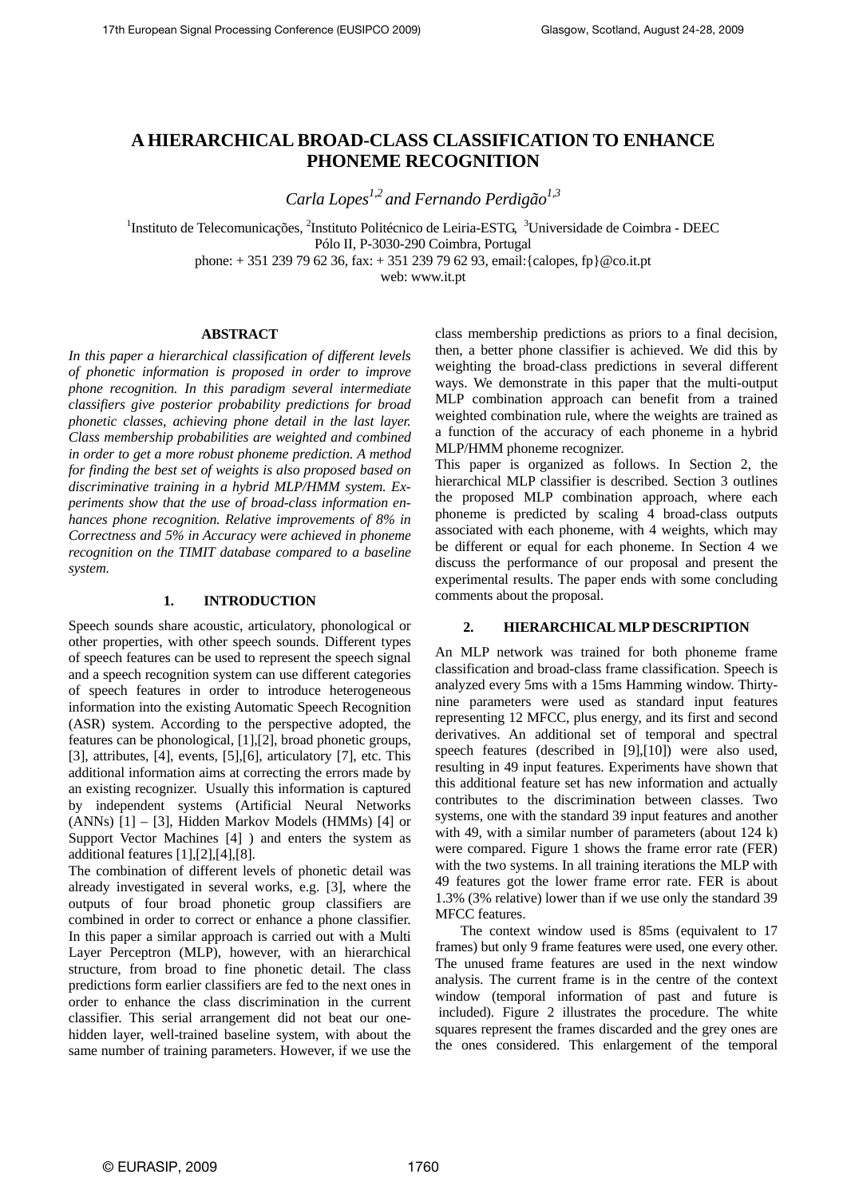# A HIERARCHICAL BROAD-CLASS CLASSIFICATION TO ENHANCE PHONEME RECOGNITION

*Carla Lopes[1,2] and Fernando Perdigão[1,3]*

[1]Instituto de Telecomunicações, [2]Instituto Politécnico de Leiria-ESTG, [3]Universidade de Coimbra - DEEC
Pólo II, P-3030-290 Coimbra, Portugal
phone: + 351 239 79 62 36, fax: + 351 239 79 62 93, email:{calopes, fp}@co.it.pt
web: www.it.pt

## ABSTRACT

*In this paper a hierarchical classification of different levels of phonetic information is proposed in order to improve phone recognition. In this paradigm several intermediate classifiers give posterior probability predictions for broad phonetic classes, achieving phone detail in the last layer. Class membership probabilities are weighted and combined in order to get a more robust phoneme prediction. A method for finding the best set of weights is also proposed based on discriminative training in a hybrid MLP/HMM system. Experiments show that the use of broad-class information enhances phone recognition. Relative improvements of 8% in Correctness and 5% in Accuracy were achieved in phoneme recognition on the TIMIT database compared to a baseline system.*

## 1. INTRODUCTION

Speech sounds share acoustic, articulatory, phonological or other properties, with other speech sounds. Different types of speech features can be used to represent the speech signal and a speech recognition system can use different categories of speech features in order to introduce heterogeneous information into the existing Automatic Speech Recognition (ASR) system. According to the perspective adopted, the features can be phonological, [1],[2], broad phonetic groups, [3], attributes, [4], events, [5],[6], articulatory [7], etc. This additional information aims at correcting the errors made by an existing recognizer. Usually this information is captured by independent systems (Artificial Neural Networks (ANNs) [1] – [3], Hidden Markov Models (HMMs) [4] or Support Vector Machines [4] ) and enters the system as additional features [1],[2],[4],[8].

The combination of different levels of phonetic detail was already investigated in several works, e.g. [3], where the outputs of four broad phonetic group classifiers are combined in order to correct or enhance a phone classifier. In this paper a similar approach is carried out with a Multi Layer Perceptron (MLP), however, with an hierarchical structure, from broad to fine phonetic detail. The class predictions form earlier classifiers are fed to the next ones in order to enhance the class discrimination in the current classifier. This serial arrangement did not beat our one-hidden layer, well-trained baseline system, with about the same number of training parameters. However, if we use the class membership predictions as priors to a final decision, then, a better phone classifier is achieved. We did this by weighting the broad-class predictions in several different ways. We demonstrate in this paper that the multi-output MLP combination approach can benefit from a trained weighted combination rule, where the weights are trained as a function of the accuracy of each phoneme in a hybrid MLP/HMM phoneme recognizer.

This paper is organized as follows. In Section 2, the hierarchical MLP classifier is described. Section 3 outlines the proposed MLP combination approach, where each phoneme is predicted by scaling 4 broad-class outputs associated with each phoneme, with 4 weights, which may be different or equal for each phoneme. In Section 4 we discuss the performance of our proposal and present the experimental results. The paper ends with some concluding comments about the proposal.

## 2. HIERARCHICAL MLP DESCRIPTION

An MLP network was trained for both phoneme frame classification and broad-class frame classification. Speech is analyzed every 5ms with a 15ms Hamming window. Thirty-nine parameters were used as standard input features representing 12 MFCC, plus energy, and its first and second derivatives. An additional set of temporal and spectral speech features (described in [9],[10]) were also used, resulting in 49 input features. Experiments have shown that this additional feature set has new information and actually contributes to the discrimination between classes. Two systems, one with the standard 39 input features and another with 49, with a similar number of parameters (about 124 k) were compared. Figure 1 shows the frame error rate (FER) with the two systems. In all training iterations the MLP with 49 features got the lower frame error rate. FER is about 1.3% (3% relative) lower than if we use only the standard 39 MFCC features.

The context window used is 85ms (equivalent to 17 frames) but only 9 frame features were used, one every other. The unused frame features are used in the next window analysis. The current frame is in the centre of the context window (temporal information of past and future is included). Figure 2 illustrates the procedure. The white squares represent the frames discarded and the grey ones are the ones considered. This enlargement of the temporal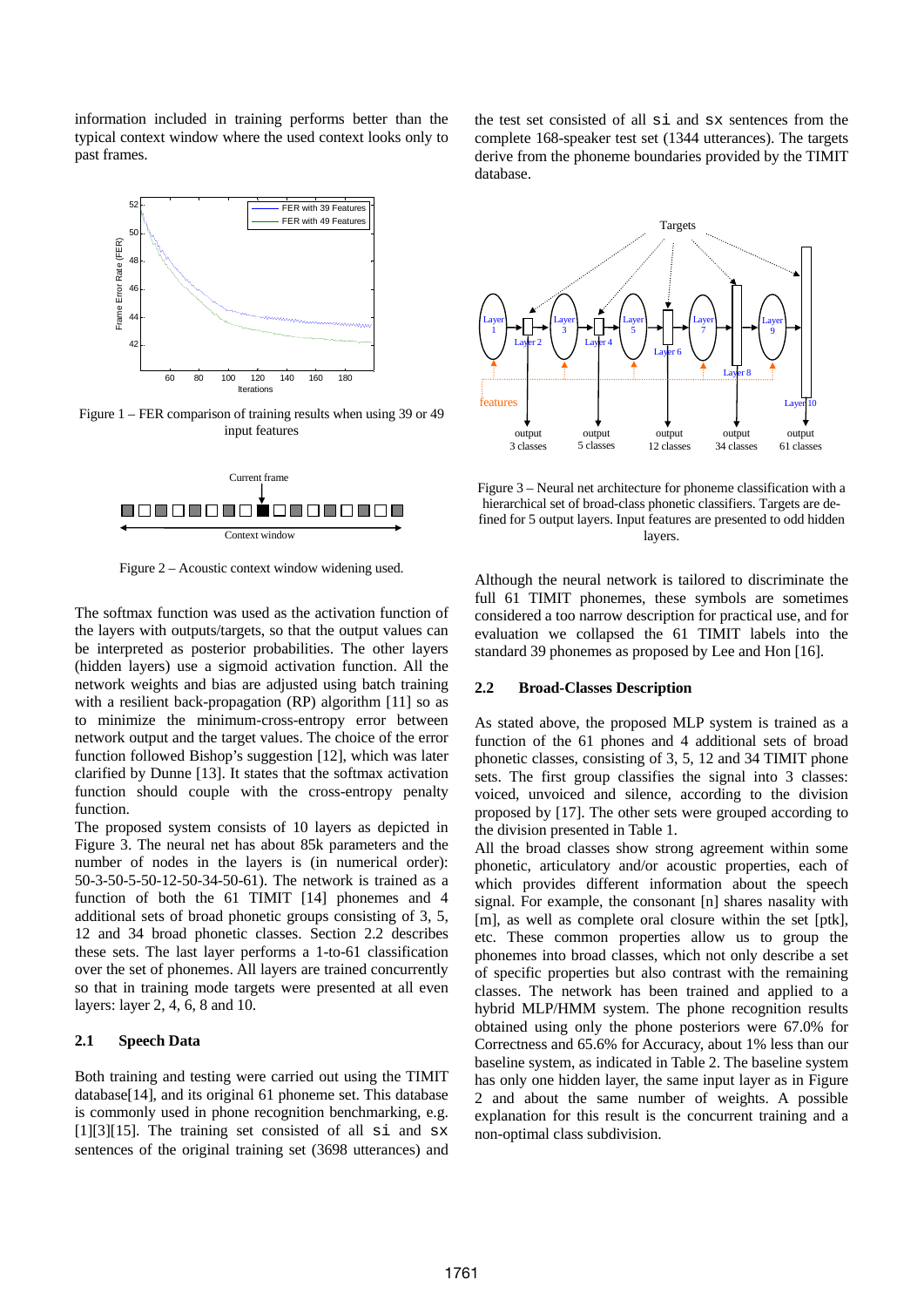information included in training performs better than the typical context window where the used context looks only to past frames.

Figure 1 – FER comparison of training results when using 39 or 49 input features

Figure 2 – Acoustic context window widening used.

The softmax function was used as the activation function of the layers with outputs/targets, so that the output values can be interpreted as posterior probabilities. The other layers (hidden layers) use a sigmoid activation function. All the network weights and bias are adjusted using batch training with a resilient back-propagation (RP) algorithm [11] so as to minimize the minimum-cross-entropy error between network output and the target values. The choice of the error function followed Bishop's suggestion [12], which was later clarified by Dunne [13]. It states that the softmax activation function should couple with the cross-entropy penalty function.

The proposed system consists of 10 layers as depicted in Figure 3. The neural net has about 85k parameters and the number of nodes in the layers is (in numerical order): 50-3-50-5-50-12-50-34-50-61). The network is trained as a function of both the 61 TIMIT [14] phonemes and 4 additional sets of broad phonetic groups consisting of 3, 5, 12 and 34 broad phonetic classes. Section 2.2 describes these sets. The last layer performs a 1-to-61 classification over the set of phonemes. All layers are trained concurrently so that in training mode targets were presented at all even layers: layer 2, 4, 6, 8 and 10.

## 2.1 Speech Data

Both training and testing were carried out using the TIMIT database[14], and its original 61 phoneme set. This database is commonly used in phone recognition benchmarking, e.g. [1][3][15]. The training set consisted of all `si` and `sx` sentences of the original training set (3698 utterances) and the test set consisted of all `si` and `sx` sentences from the complete 168-speaker test set (1344 utterances). The targets derive from the phoneme boundaries provided by the TIMIT database.

Figure 3 – Neural net architecture for phoneme classification with a hierarchical set of broad-class phonetic classifiers. Targets are defined for 5 output layers. Input features are presented to odd hidden layers.

Although the neural network is tailored to discriminate the full 61 TIMIT phonemes, these symbols are sometimes considered a too narrow description for practical use, and for evaluation we collapsed the 61 TIMIT labels into the standard 39 phonemes as proposed by Lee and Hon [16].

## 2.2 Broad-Classes Description

As stated above, the proposed MLP system is trained as a function of the 61 phones and 4 additional sets of broad phonetic classes, consisting of 3, 5, 12 and 34 TIMIT phone sets. The first group classifies the signal into 3 classes: voiced, unvoiced and silence, according to the division proposed by [17]. The other sets were grouped according to the division presented in Table 1.

All the broad classes show strong agreement within some phonetic, articulatory and/or acoustic properties, each of which provides different information about the speech signal. For example, the consonant [n] shares nasality with [m], as well as complete oral closure within the set [ptk], etc. These common properties allow us to group the phonemes into broad classes, which not only describe a set of specific properties but also contrast with the remaining classes. The network has been trained and applied to a hybrid MLP/HMM system. The phone recognition results obtained using only the phone posteriors were 67.0% for Correctness and 65.6% for Accuracy, about 1% less than our baseline system, as indicated in Table 2. The baseline system has only one hidden layer, the same input layer as in Figure 2 and about the same number of weights. A possible explanation for this result is the concurrent training and a non-optimal class subdivision.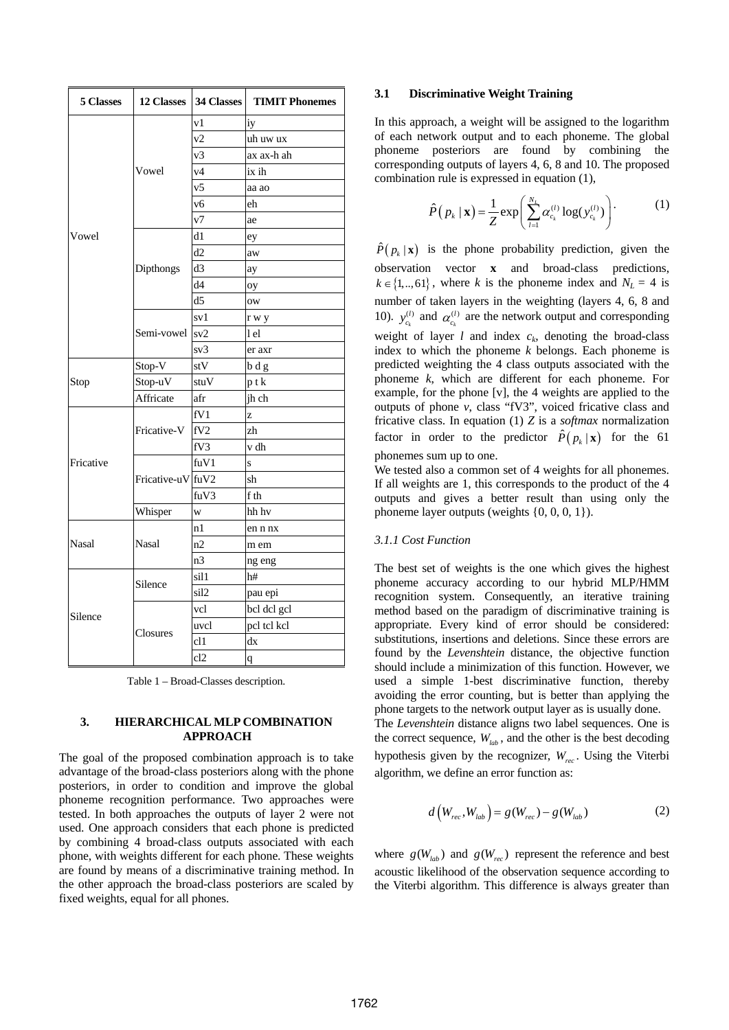| 5 Classes | 12 Classes | 34 Classes | TIMIT Phonemes |
|---|---|---|---|
| Vowel | Vowel | v1 | iy |
| | | v2 | uh uw ux |
| | | v3 | ax ax-h ah |
| | | v4 | ix ih |
| | | v5 | aa ao |
| | | v6 | eh |
| | | v7 | ae |
| | Dipthongs | d1 | ey |
| | | d2 | aw |
| | | d3 | ay |
| | | d4 | oy |
| | | d5 | ow |
| | Semi-vowel | sv1 | r w y |
| | | sv2 | l el |
| | | sv3 | er axr |
| Stop | Stop-V | stV | b d g |
| | Stop-uV | stuV | p t k |
| | Affricate | afr | jh ch |
| Fricative | Fricative-V | fV1 | z |
| | | fV2 | zh |
| | | fV3 | v dh |
| | Fricative-uV | fuV1 | s |
| | | fuV2 | sh |
| | | fuV3 | f th |
| | Whisper | w | hh hv |
| Nasal | Nasal | n1 | en n nx |
| | | n2 | m em |
| | | n3 | ng eng |
| Silence | Silence | sil1 | h# |
| | | sil2 | pau epi |
| | Closures | vcl | bcl dcl gcl |
| | | uvcl | pcl tcl kcl |
| | | cl1 | dx |
| | | cl2 | q |

Table 1 – Broad-Classes description.

## 3. HIERARCHICAL MLP COMBINATION APPROACH

The goal of the proposed combination approach is to take advantage of the broad-class posteriors along with the phone posteriors, in order to condition and improve the global phoneme recognition performance. Two approaches were tested. In both approaches the outputs of layer 2 were not used. One approach considers that each phone is predicted by combining 4 broad-class outputs associated with each phone, with weights different for each phone. These weights are found by means of a discriminative training method. In the other approach the broad-class posteriors are scaled by fixed weights, equal for all phones.

### 3.1 Discriminative Weight Training

In this approach, a weight will be assigned to the logarithm of each network output and to each phoneme. The global phoneme posteriors are found by combining the corresponding outputs of layers 4, 6, 8 and 10. The proposed combination rule is expressed in equation (1),

$$\hat{P}\left(p_k \mid \mathbf{x}\right) = \frac{1}{Z}\exp\left(\sum_{l=1}^{N_L} \alpha_{c_k}^{(l)} \log(y_{c_k}^{(l)})\right). \qquad (1)$$

$\hat{P}\left(p_k \mid \mathbf{x}\right)$ is the phone probability prediction, given the observation vector $\mathbf{x}$ and broad-class predictions, $k \in \{1,..,61\}$, where $k$ is the phoneme index and $N_L = 4$ is number of taken layers in the weighting (layers 4, 6, 8 and 10). $y_{c_k}^{(l)}$ and $\alpha_{c_k}^{(l)}$ are the network output and corresponding weight of layer $l$ and index $c_k$, denoting the broad-class index to which the phoneme $k$ belongs. Each phoneme is predicted weighting the 4 class outputs associated with the phoneme $k$, which are different for each phoneme. For example, for the phone [v], the 4 weights are applied to the outputs of phone *v*, class "fV3", voiced fricative class and fricative class. In equation (1) $Z$ is a *softmax* normalization factor in order to the predictor $\hat{P}\left(p_k \mid \mathbf{x}\right)$ for the 61 phonemes sum up to one.

We tested also a common set of 4 weights for all phonemes. If all weights are 1, this corresponds to the product of the 4 outputs and gives a better result than using only the phoneme layer outputs (weights {0, 0, 0, 1}).

#### *3.1.1 Cost Function*

The best set of weights is the one which gives the highest phoneme accuracy according to our hybrid MLP/HMM recognition system. Consequently, an iterative training method based on the paradigm of discriminative training is appropriate. Every kind of error should be considered: substitutions, insertions and deletions. Since these errors are found by the *Levenshtein* distance, the objective function should include a minimization of this function. However, we used a simple 1-best discriminative function, thereby avoiding the error counting, but is better than applying the phone targets to the network output layer as is usually done.

The *Levenshtein* distance aligns two label sequences. One is the correct sequence, $W_{lab}$, and the other is the best decoding hypothesis given by the recognizer, $W_{rec}$. Using the Viterbi algorithm, we define an error function as:

$$d\left(W_{rec}, W_{lab}\right) = g(W_{rec}) - g(W_{lab}) \qquad (2)$$

where $g(W_{lab})$ and $g(W_{rec})$ represent the reference and best acoustic likelihood of the observation sequence according to the Viterbi algorithm. This difference is always greater than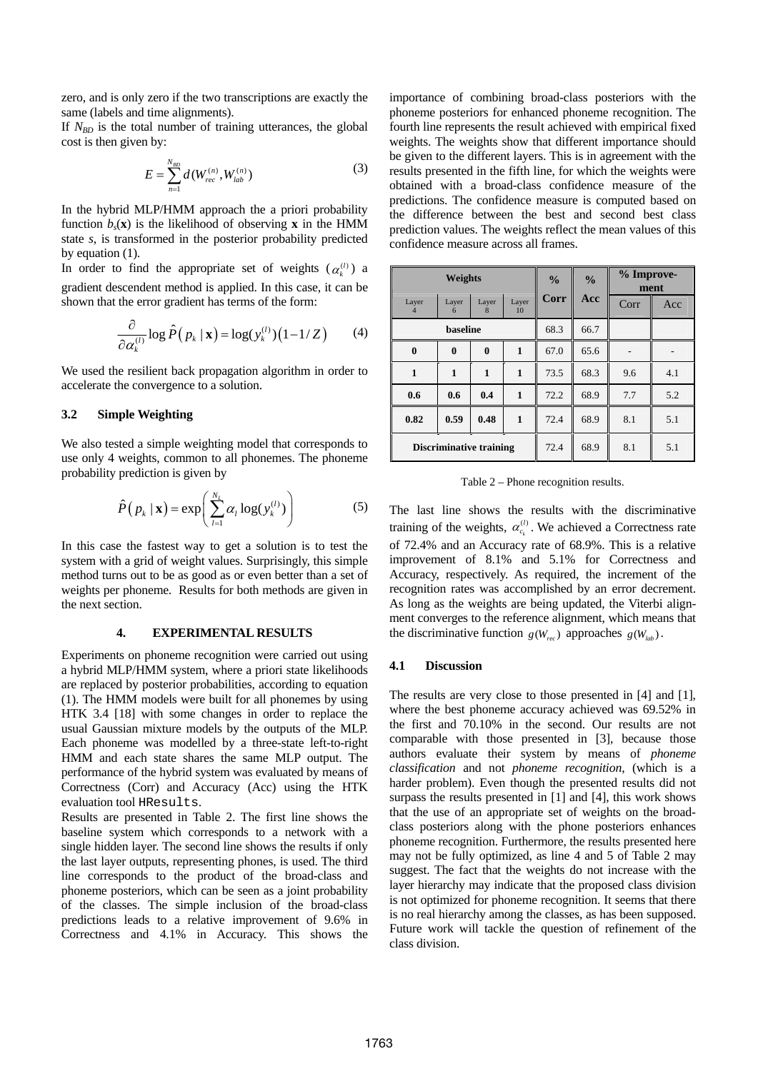zero, and is only zero if the two transcriptions are exactly the same (labels and time alignments).

If $N_{BD}$ is the total number of training utterances, the global cost is then given by:

$$E = \sum_{n=1}^{N_{BD}} d(W_{rec}^{(n)}, W_{lab}^{(n)}) \tag{3}$$

In the hybrid MLP/HMM approach the a priori probability function $b_s(\mathbf{x})$ is the likelihood of observing $\mathbf{x}$ in the HMM state $s$, is transformed in the posterior probability predicted by equation (1).

In order to find the appropriate set of weights ($\alpha_k^{(l)}$) a gradient descendent method is applied. In this case, it can be shown that the error gradient has terms of the form:

$$\frac{\partial}{\partial \alpha_k^{(l)}} \log \hat{P}\left(p_k \mid \mathbf{x}\right) = \log(y_k^{(l)})\left(1 - 1/Z\right) \tag{4}$$

We used the resilient back propagation algorithm in order to accelerate the convergence to a solution.

### 3.2 Simple Weighting

We also tested a simple weighting model that corresponds to use only 4 weights, common to all phonemes. The phoneme probability prediction is given by

$$\hat{P}\left(p_k \mid \mathbf{x}\right) = \exp\left(\sum_{l=1}^{N_L} \alpha_l \log(y_k^{(l)})\right) \tag{5}$$

In this case the fastest way to get a solution is to test the system with a grid of weight values. Surprisingly, this simple method turns out to be as good as or even better than a set of weights per phoneme. Results for both methods are given in the next section.

## 4. EXPERIMENTAL RESULTS

Experiments on phoneme recognition were carried out using a hybrid MLP/HMM system, where a priori state likelihoods are replaced by posterior probabilities, according to equation (1). The HMM models were built for all phonemes by using HTK 3.4 [18] with some changes in order to replace the usual Gaussian mixture models by the outputs of the MLP. Each phoneme was modelled by a three-state left-to-right HMM and each state shares the same MLP output. The performance of the hybrid system was evaluated by means of Correctness (Corr) and Accuracy (Acc) using the HTK evaluation tool `HResults`.

Results are presented in Table 2. The first line shows the baseline system which corresponds to a network with a single hidden layer. The second line shows the results if only the last layer outputs, representing phones, is used. The third line corresponds to the product of the broad-class and phoneme posteriors, which can be seen as a joint probability of the classes. The simple inclusion of the broad-class predictions leads to a relative improvement of 9.6% in Correctness and 4.1% in Accuracy. This shows the importance of combining broad-class posteriors with the phoneme posteriors for enhanced phoneme recognition. The fourth line represents the result achieved with empirical fixed weights. The weights show that different importance should be given to the different layers. This is in agreement with the results presented in the fifth line, for which the weights were obtained with a broad-class confidence measure of the predictions. The confidence measure is computed based on the difference between the best and second best class prediction values. The weights reflect the mean values of this confidence measure across all frames.

| Weights | | | | % Corr | % Acc | % Improve-ment | |
|---|---|---|---|---|---|---|---|
| Layer 4 | Layer 6 | Layer 8 | Layer 10 | | | Corr | Acc |
| baseline | | | | 68.3 | 66.7 | | |
| 0 | 0 | 0 | 1 | 67.0 | 65.6 | - | - |
| 1 | 1 | 1 | 1 | 73.5 | 68.3 | 9.6 | 4.1 |
| 0.6 | 0.6 | 0.4 | 1 | 72.2 | 68.9 | 7.7 | 5.2 |
| 0.82 | 0.59 | 0.48 | 1 | 72.4 | 68.9 | 8.1 | 5.1 |
| Discriminative training | | | | 72.4 | 68.9 | 8.1 | 5.1 |

Table 2 – Phone recognition results.

The last line shows the results with the discriminative training of the weights, $\alpha_{c_k}^{(l)}$. We achieved a Correctness rate of 72.4% and an Accuracy rate of 68.9%. This is a relative improvement of 8.1% and 5.1% for Correctness and Accuracy, respectively. As required, the increment of the recognition rates was accomplished by an error decrement. As long as the weights are being updated, the Viterbi alignment converges to the reference alignment, which means that the discriminative function $g(W_{rec})$ approaches $g(W_{lab})$.

### 4.1 Discussion

The results are very close to those presented in [4] and [1], where the best phoneme accuracy achieved was 69.52% in the first and 70.10% in the second. Our results are not comparable with those presented in [3], because those authors evaluate their system by means of *phoneme classification* and not *phoneme recognition*, (which is a harder problem). Even though the presented results did not surpass the results presented in [1] and [4], this work shows that the use of an appropriate set of weights on the broad-class posteriors along with the phone posteriors enhances phoneme recognition. Furthermore, the results presented here may not be fully optimized, as line 4 and 5 of Table 2 may suggest. The fact that the weights do not increase with the layer hierarchy may indicate that the proposed class division is not optimized for phoneme recognition. It seems that there is no real hierarchy among the classes, as has been supposed. Future work will tackle the question of refinement of the class division.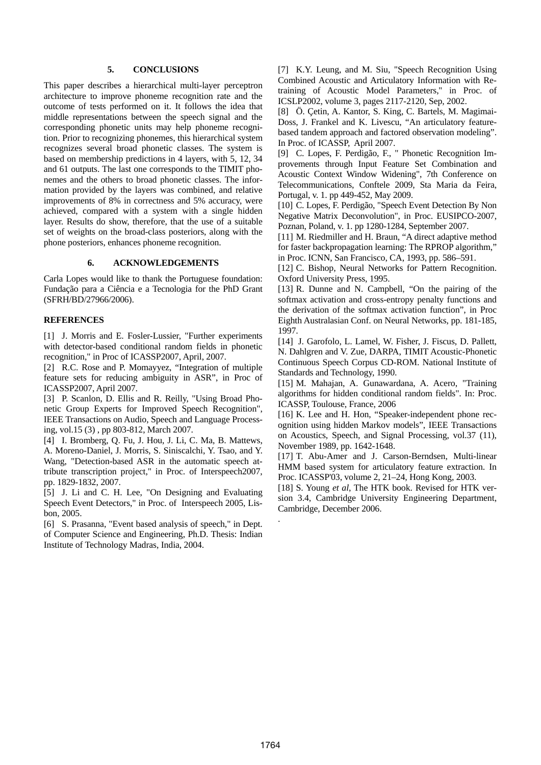## 5. CONCLUSIONS

This paper describes a hierarchical multi-layer perceptron architecture to improve phoneme recognition rate and the outcome of tests performed on it. It follows the idea that middle representations between the speech signal and the corresponding phonetic units may help phoneme recognition. Prior to recognizing phonemes, this hierarchical system recognizes several broad phonetic classes. The system is based on membership predictions in 4 layers, with 5, 12, 34 and 61 outputs. The last one corresponds to the TIMIT phonemes and the others to broad phonetic classes. The information provided by the layers was combined, and relative improvements of 8% in correctness and 5% accuracy, were achieved, compared with a system with a single hidden layer. Results do show, therefore, that the use of a suitable set of weights on the broad-class posteriors, along with the phone posteriors, enhances phoneme recognition.

## 6. ACKNOWLEDGEMENTS

Carla Lopes would like to thank the Portuguese foundation: Fundação para a Ciência e a Tecnologia for the PhD Grant (SFRH/BD/27966/2006).

## REFERENCES

[1] J. Morris and E. Fosler-Lussier, "Further experiments with detector-based conditional random fields in phonetic recognition," in Proc of ICASSP2007, April, 2007.

[2] R.C. Rose and P. Momayyez, “Integration of multiple feature sets for reducing ambiguity in ASR”, in Proc of ICASSP2007, April 2007.

[3] P. Scanlon, D. Ellis and R. Reilly, "Using Broad Phonetic Group Experts for Improved Speech Recognition", IEEE Transactions on Audio, Speech and Language Processing, vol.15 (3) , pp 803-812, March 2007.

[4] I. Bromberg, Q. Fu, J. Hou, J. Li, C. Ma, B. Mattews, A. Moreno-Daniel, J. Morris, S. Siniscalchi, Y. Tsao, and Y. Wang, "Detection-based ASR in the automatic speech attribute transcription project," in Proc. of Interspeech2007, pp. 1829-1832, 2007.

[5] J. Li and C. H. Lee, "On Designing and Evaluating Speech Event Detectors," in Proc. of Interspeech 2005, Lisbon, 2005.

[6] S. Prasanna, "Event based analysis of speech," in Dept. of Computer Science and Engineering, Ph.D. Thesis: Indian Institute of Technology Madras, India, 2004.

[7] K.Y. Leung, and M. Siu, "Speech Recognition Using Combined Acoustic and Articulatory Information with Retraining of Acoustic Model Parameters," in Proc. of ICSLP2002, volume 3, pages 2117-2120, Sep, 2002.

[8] Ö. Çetin, A. Kantor, S. King, C. Bartels, M. Magimai-Doss, J. Frankel and K. Livescu, “An articulatory feature-based tandem approach and factored observation modeling”. In Proc. of ICASSP, April 2007.

[9] C. Lopes, F. Perdigão, F., " Phonetic Recognition Improvements through Input Feature Set Combination and Acoustic Context Window Widening", 7th Conference on Telecommunications, Conftele 2009, Sta Maria da Feira, Portugal, v. 1. pp 449-452, May 2009.

[10] C. Lopes, F. Perdigão, "Speech Event Detection By Non Negative Matrix Deconvolution", in Proc. EUSIPCO-2007, Poznan, Poland, v. 1. pp 1280-1284, September 2007.

[11] M. Riedmiller and H. Braun, “A direct adaptive method for faster backpropagation learning: The RPROP algorithm,” in Proc. ICNN, San Francisco, CA, 1993, pp. 586–591.

[12] C. Bishop, Neural Networks for Pattern Recognition. Oxford University Press, 1995.

[13] R. Dunne and N. Campbell, “On the pairing of the softmax activation and cross-entropy penalty functions and the derivation of the softmax activation function”, in Proc Eighth Australasian Conf. on Neural Networks, pp. 181-185, 1997.

[14] J. Garofolo, L. Lamel, W. Fisher, J. Fiscus, D. Pallett, N. Dahlgren and V. Zue, DARPA, TIMIT Acoustic-Phonetic Continuous Speech Corpus CD-ROM. National Institute of Standards and Technology, 1990.

[15] M. Mahajan, A. Gunawardana, A. Acero, "Training algorithms for hidden conditional random fields". In: Proc. ICASSP, Toulouse, France, 2006

[16] K. Lee and H. Hon, “Speaker-independent phone recognition using hidden Markov models”, IEEE Transactions on Acoustics, Speech, and Signal Processing, vol.37 (11), November 1989, pp. 1642-1648.

[17] T. Abu-Amer and J. Carson-Berndsen, Multi-linear HMM based system for articulatory feature extraction. In Proc. ICASSP'03, volume 2, 21–24, Hong Kong, 2003.

[18] S. Young *et al*, The HTK book. Revised for HTK version 3.4, Cambridge University Engineering Department, Cambridge, December 2006.